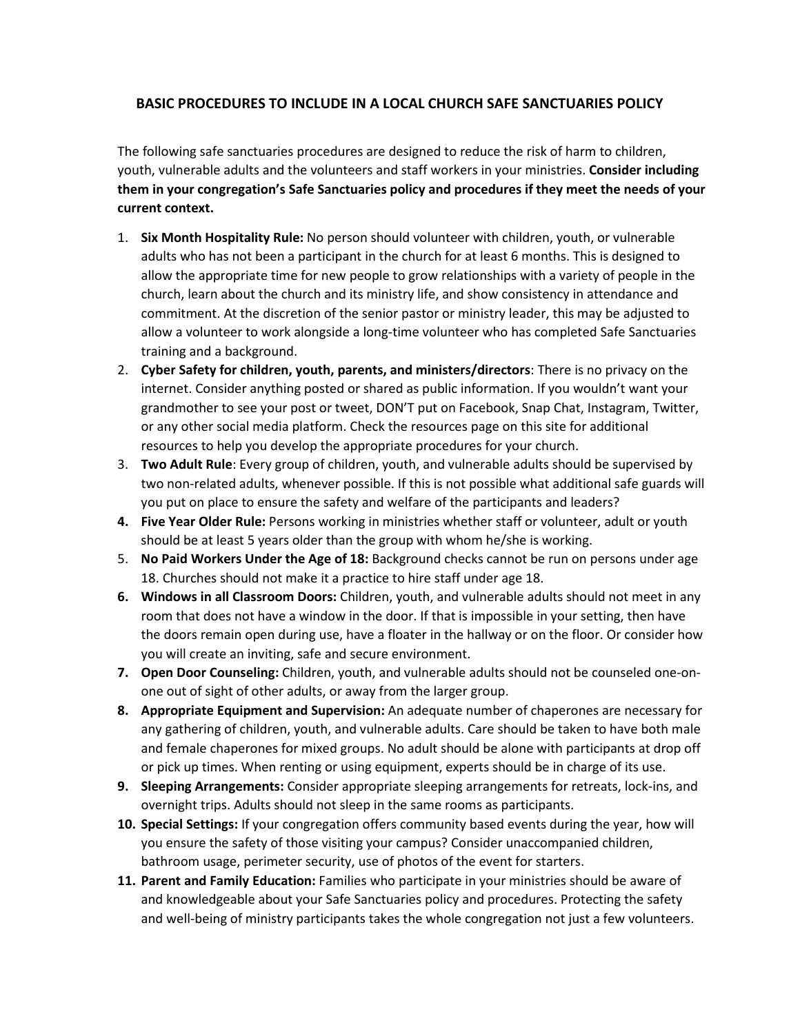## BASIC PROCEDURES TO INCLUDE IN A LOCAL CHURCH SAFE SANCTUARIES POLICY

The following safe sanctuaries procedures are designed to reduce the risk of harm to children, youth, vulnerable adults and the volunteers and staff workers in your ministries. **Consider including them in your congregation's Safe Sanctuaries policy and procedures if they meet the needs of your current context.**

1. **Six Month Hospitality Rule:** No person should volunteer with children, youth, or vulnerable adults who has not been a participant in the church for at least 6 months. This is designed to allow the appropriate time for new people to grow relationships with a variety of people in the church, learn about the church and its ministry life, and show consistency in attendance and commitment. At the discretion of the senior pastor or ministry leader, this may be adjusted to allow a volunteer to work alongside a long-time volunteer who has completed Safe Sanctuaries training and a background.
2. **Cyber Safety for children, youth, parents, and ministers/directors**: There is no privacy on the internet. Consider anything posted or shared as public information. If you wouldn't want your grandmother to see your post or tweet, DON'T put on Facebook, Snap Chat, Instagram, Twitter, or any other social media platform. Check the resources page on this site for additional resources to help you develop the appropriate procedures for your church.
3. **Two Adult Rule**: Every group of children, youth, and vulnerable adults should be supervised by two non-related adults, whenever possible. If this is not possible what additional safe guards will you put on place to ensure the safety and welfare of the participants and leaders?
4. **Five Year Older Rule:** Persons working in ministries whether staff or volunteer, adult or youth should be at least 5 years older than the group with whom he/she is working.
5. **No Paid Workers Under the Age of 18:** Background checks cannot be run on persons under age 18. Churches should not make it a practice to hire staff under age 18.
6. **Windows in all Classroom Doors:** Children, youth, and vulnerable adults should not meet in any room that does not have a window in the door. If that is impossible in your setting, then have the doors remain open during use, have a floater in the hallway or on the floor. Or consider how you will create an inviting, safe and secure environment.
7. **Open Door Counseling:** Children, youth, and vulnerable adults should not be counseled one-on-one out of sight of other adults, or away from the larger group.
8. **Appropriate Equipment and Supervision:** An adequate number of chaperones are necessary for any gathering of children, youth, and vulnerable adults. Care should be taken to have both male and female chaperones for mixed groups. No adult should be alone with participants at drop off or pick up times. When renting or using equipment, experts should be in charge of its use.
9. **Sleeping Arrangements:** Consider appropriate sleeping arrangements for retreats, lock-ins, and overnight trips. Adults should not sleep in the same rooms as participants.
10. **Special Settings:** If your congregation offers community based events during the year, how will you ensure the safety of those visiting your campus? Consider unaccompanied children, bathroom usage, perimeter security, use of photos of the event for starters.
11. **Parent and Family Education:** Families who participate in your ministries should be aware of and knowledgeable about your Safe Sanctuaries policy and procedures. Protecting the safety and well-being of ministry participants takes the whole congregation not just a few volunteers.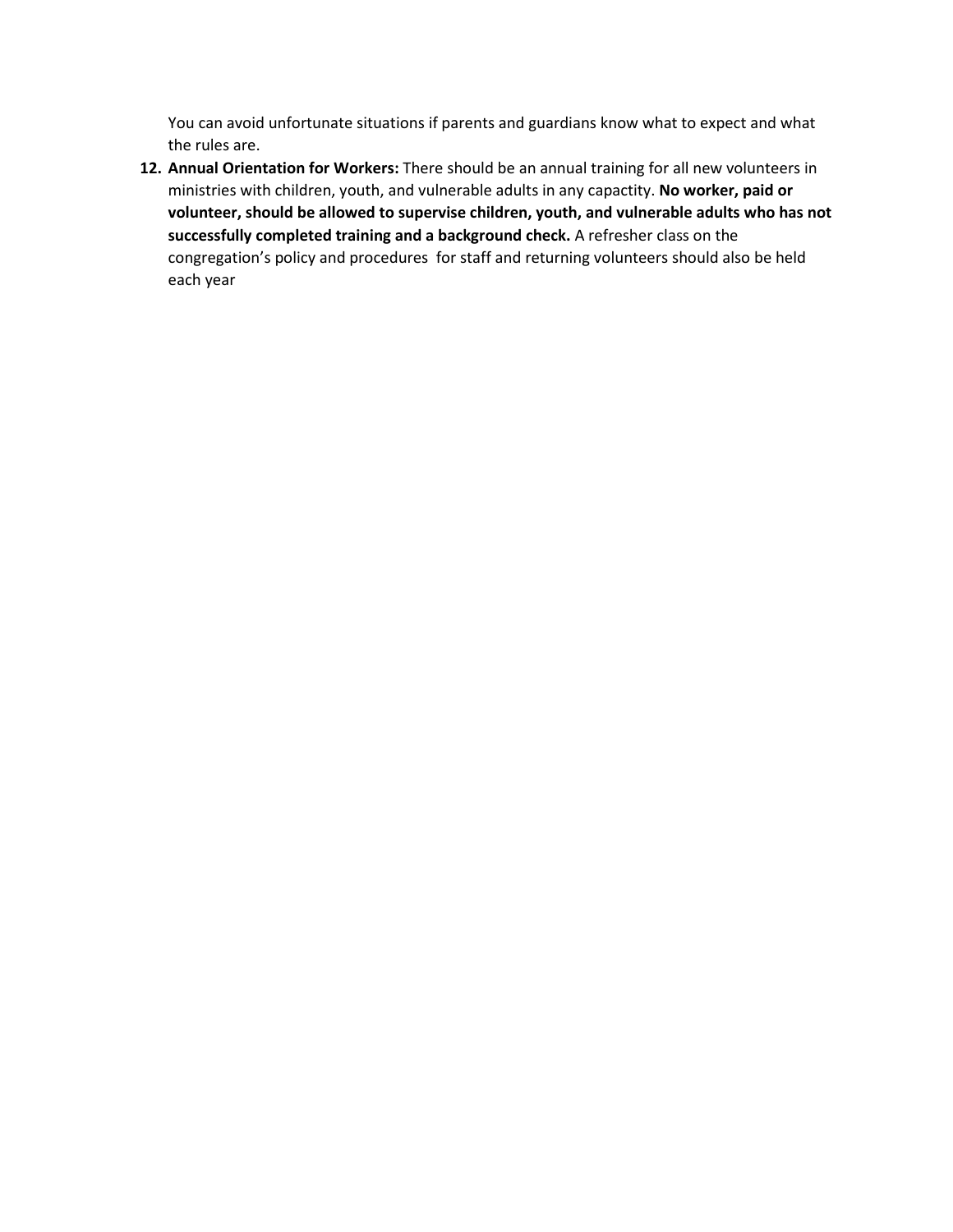You can avoid unfortunate situations if parents and guardians know what to expect and what the rules are.

12. **Annual Orientation for Workers:** There should be an annual training for all new volunteers in ministries with children, youth, and vulnerable adults in any capactity. **No worker, paid or volunteer, should be allowed to supervise children, youth, and vulnerable adults who has not successfully completed training and a background check.** A refresher class on the congregation's policy and procedures for staff and returning volunteers should also be held each year